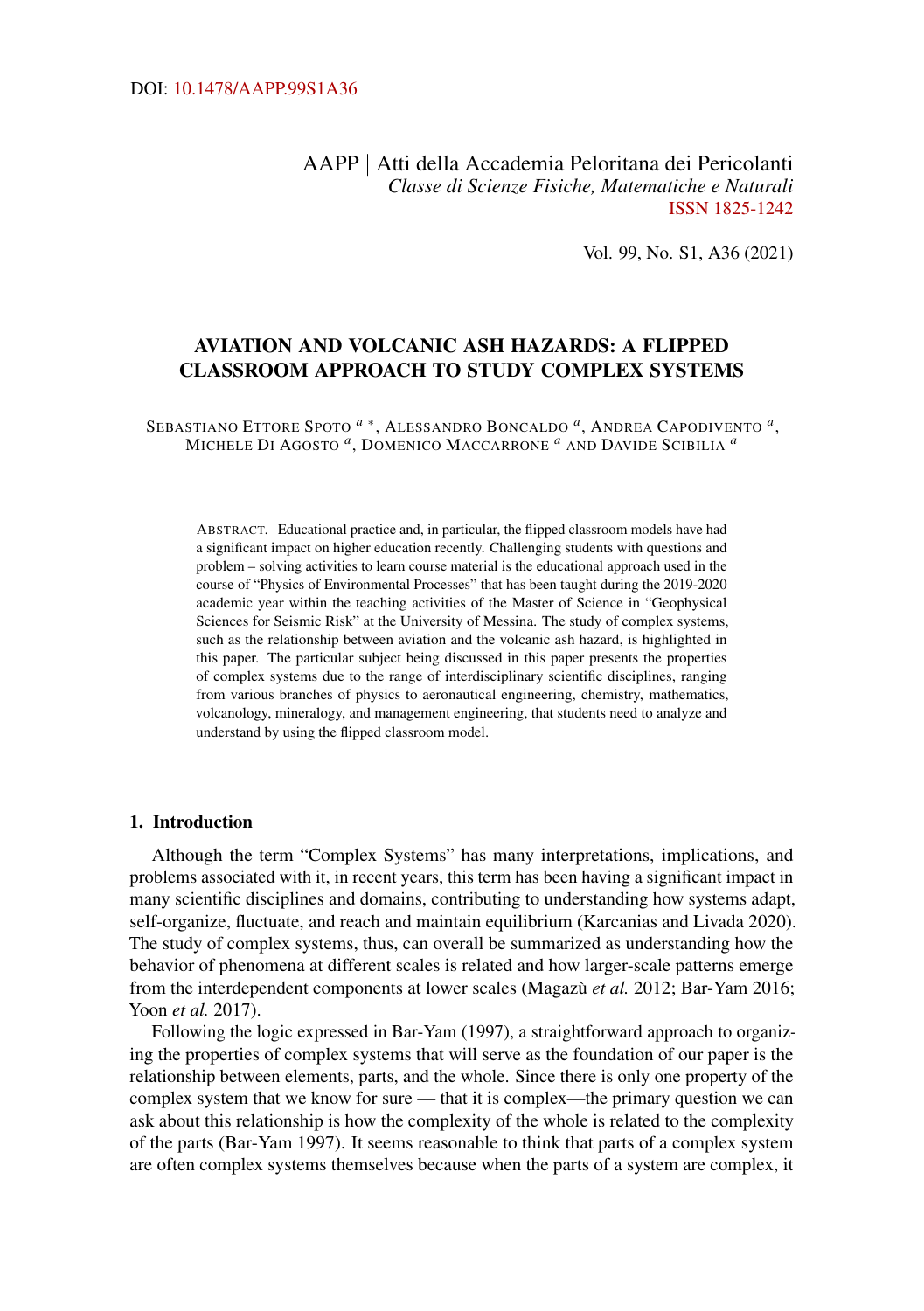DOI: 10.1478/AAPP.99S1A36

AAPP | Atti della Accademia Peloritana dei Pericolanti
*Classe di Scienze Fisiche, Matematiche e Naturali*
ISSN 1825-1242

Vol. 99, No. S1, A36 (2021)

# AVIATION AND VOLCANIC ASH HAZARDS: A FLIPPED CLASSROOM APPROACH TO STUDY COMPLEX SYSTEMS

SEBASTIANO ETTORE SPOTO [a] *, ALESSANDRO BONCALDO [a], ANDREA CAPODIVENTO [a], MICHELE DI AGOSTO [a], DOMENICO MACCARRONE [a] AND DAVIDE SCIBILIA [a]

ABSTRACT. Educational practice and, in particular, the flipped classroom models have had a significant impact on higher education recently. Challenging students with questions and problem – solving activities to learn course material is the educational approach used in the course of "Physics of Environmental Processes" that has been taught during the 2019-2020 academic year within the teaching activities of the Master of Science in "Geophysical Sciences for Seismic Risk" at the University of Messina. The study of complex systems, such as the relationship between aviation and the volcanic ash hazard, is highlighted in this paper. The particular subject being discussed in this paper presents the properties of complex systems due to the range of interdisciplinary scientific disciplines, ranging from various branches of physics to aeronautical engineering, chemistry, mathematics, volcanology, mineralogy, and management engineering, that students need to analyze and understand by using the flipped classroom model.

## 1. Introduction

Although the term "Complex Systems" has many interpretations, implications, and problems associated with it, in recent years, this term has been having a significant impact in many scientific disciplines and domains, contributing to understanding how systems adapt, self-organize, fluctuate, and reach and maintain equilibrium (Karcanias and Livada 2020). The study of complex systems, thus, can overall be summarized as understanding how the behavior of phenomena at different scales is related and how larger-scale patterns emerge from the interdependent components at lower scales (Magazù *et al.* 2012; Bar-Yam 2016; Yoon *et al.* 2017).

Following the logic expressed in Bar-Yam (1997), a straightforward approach to organizing the properties of complex systems that will serve as the foundation of our paper is the relationship between elements, parts, and the whole. Since there is only one property of the complex system that we know for sure — that it is complex—the primary question we can ask about this relationship is how the complexity of the whole is related to the complexity of the parts (Bar-Yam 1997). It seems reasonable to think that parts of a complex system are often complex systems themselves because when the parts of a system are complex, it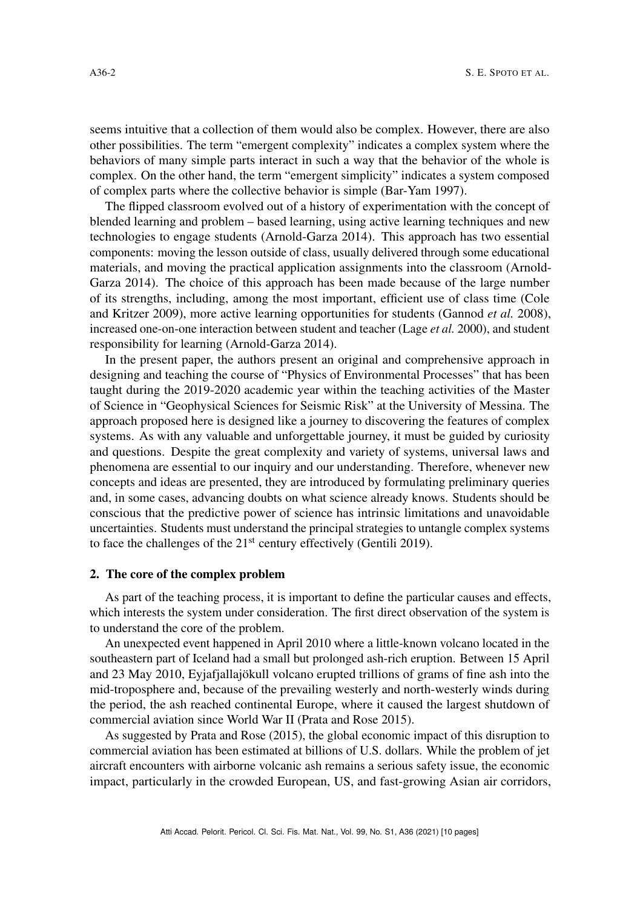seems intuitive that a collection of them would also be complex. However, there are also other possibilities. The term "emergent complexity" indicates a complex system where the behaviors of many simple parts interact in such a way that the behavior of the whole is complex. On the other hand, the term "emergent simplicity" indicates a system composed of complex parts where the collective behavior is simple (Bar-Yam 1997).

The flipped classroom evolved out of a history of experimentation with the concept of blended learning and problem – based learning, using active learning techniques and new technologies to engage students (Arnold-Garza 2014). This approach has two essential components: moving the lesson outside of class, usually delivered through some educational materials, and moving the practical application assignments into the classroom (Arnold-Garza 2014). The choice of this approach has been made because of the large number of its strengths, including, among the most important, efficient use of class time (Cole and Kritzer 2009), more active learning opportunities for students (Gannod *et al.* 2008), increased one-on-one interaction between student and teacher (Lage *et al.* 2000), and student responsibility for learning (Arnold-Garza 2014).

In the present paper, the authors present an original and comprehensive approach in designing and teaching the course of "Physics of Environmental Processes" that has been taught during the 2019-2020 academic year within the teaching activities of the Master of Science in "Geophysical Sciences for Seismic Risk" at the University of Messina. The approach proposed here is designed like a journey to discovering the features of complex systems. As with any valuable and unforgettable journey, it must be guided by curiosity and questions. Despite the great complexity and variety of systems, universal laws and phenomena are essential to our inquiry and our understanding. Therefore, whenever new concepts and ideas are presented, they are introduced by formulating preliminary queries and, in some cases, advancing doubts on what science already knows. Students should be conscious that the predictive power of science has intrinsic limitations and unavoidable uncertainties. Students must understand the principal strategies to untangle complex systems to face the challenges of the 21st century effectively (Gentili 2019).

## 2. The core of the complex problem

As part of the teaching process, it is important to define the particular causes and effects, which interests the system under consideration. The first direct observation of the system is to understand the core of the problem.

An unexpected event happened in April 2010 where a little-known volcano located in the southeastern part of Iceland had a small but prolonged ash-rich eruption. Between 15 April and 23 May 2010, Eyjafjallajökull volcano erupted trillions of grams of fine ash into the mid-troposphere and, because of the prevailing westerly and north-westerly winds during the period, the ash reached continental Europe, where it caused the largest shutdown of commercial aviation since World War II (Prata and Rose 2015).

As suggested by Prata and Rose (2015), the global economic impact of this disruption to commercial aviation has been estimated at billions of U.S. dollars. While the problem of jet aircraft encounters with airborne volcanic ash remains a serious safety issue, the economic impact, particularly in the crowded European, US, and fast-growing Asian air corridors,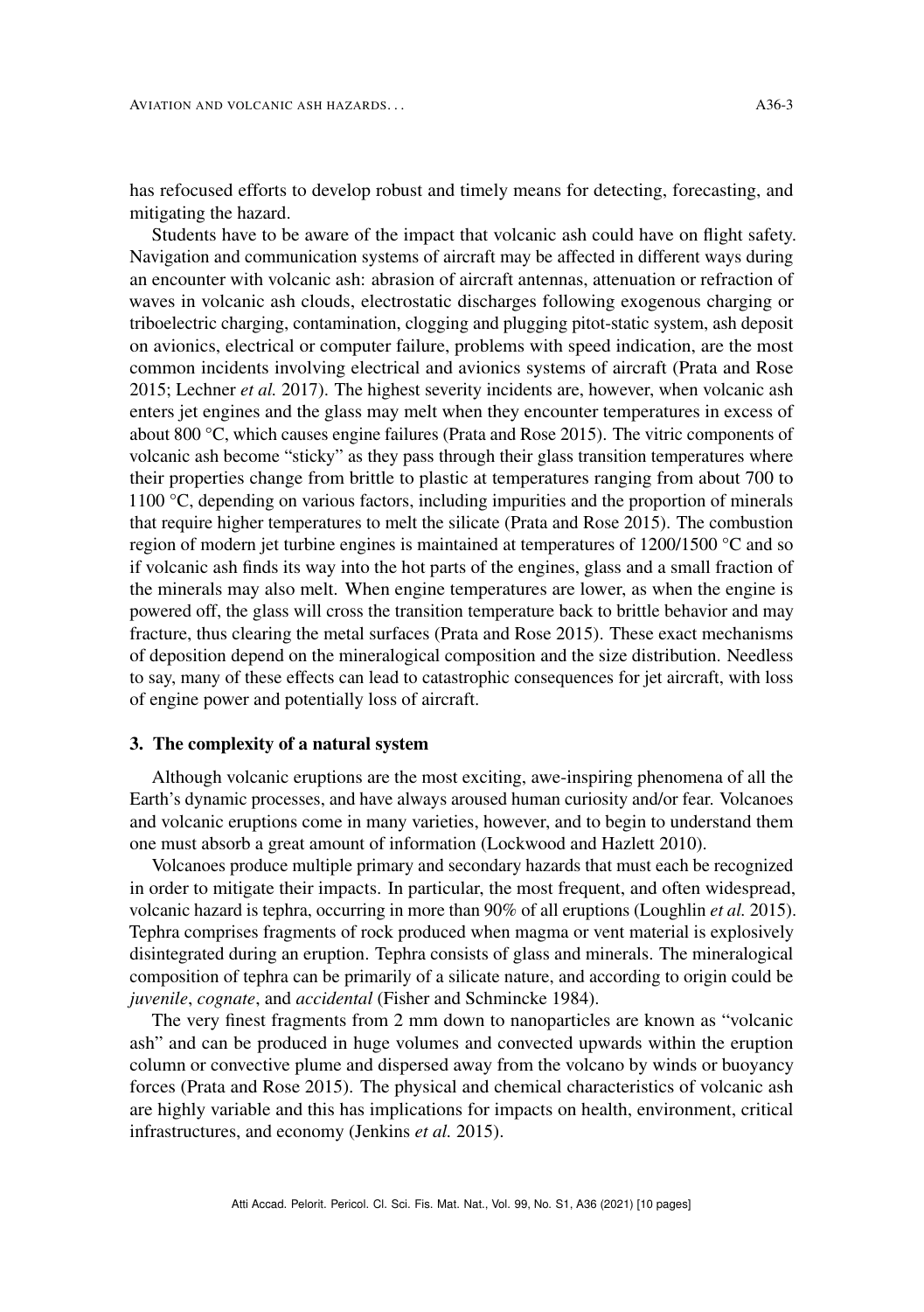has refocused efforts to develop robust and timely means for detecting, forecasting, and mitigating the hazard.

Students have to be aware of the impact that volcanic ash could have on flight safety. Navigation and communication systems of aircraft may be affected in different ways during an encounter with volcanic ash: abrasion of aircraft antennas, attenuation or refraction of waves in volcanic ash clouds, electrostatic discharges following exogenous charging or triboelectric charging, contamination, clogging and plugging pitot-static system, ash deposit on avionics, electrical or computer failure, problems with speed indication, are the most common incidents involving electrical and avionics systems of aircraft (Prata and Rose 2015; Lechner *et al.* 2017). The highest severity incidents are, however, when volcanic ash enters jet engines and the glass may melt when they encounter temperatures in excess of about 800 °C, which causes engine failures (Prata and Rose 2015). The vitric components of volcanic ash become "sticky" as they pass through their glass transition temperatures where their properties change from brittle to plastic at temperatures ranging from about 700 to 1100 °C, depending on various factors, including impurities and the proportion of minerals that require higher temperatures to melt the silicate (Prata and Rose 2015). The combustion region of modern jet turbine engines is maintained at temperatures of 1200/1500 °C and so if volcanic ash finds its way into the hot parts of the engines, glass and a small fraction of the minerals may also melt. When engine temperatures are lower, as when the engine is powered off, the glass will cross the transition temperature back to brittle behavior and may fracture, thus clearing the metal surfaces (Prata and Rose 2015). These exact mechanisms of deposition depend on the mineralogical composition and the size distribution. Needless to say, many of these effects can lead to catastrophic consequences for jet aircraft, with loss of engine power and potentially loss of aircraft.

## 3. The complexity of a natural system

Although volcanic eruptions are the most exciting, awe-inspiring phenomena of all the Earth's dynamic processes, and have always aroused human curiosity and/or fear. Volcanoes and volcanic eruptions come in many varieties, however, and to begin to understand them one must absorb a great amount of information (Lockwood and Hazlett 2010).

Volcanoes produce multiple primary and secondary hazards that must each be recognized in order to mitigate their impacts. In particular, the most frequent, and often widespread, volcanic hazard is tephra, occurring in more than 90% of all eruptions (Loughlin *et al.* 2015). Tephra comprises fragments of rock produced when magma or vent material is explosively disintegrated during an eruption. Tephra consists of glass and minerals. The mineralogical composition of tephra can be primarily of a silicate nature, and according to origin could be *juvenile*, *cognate*, and *accidental* (Fisher and Schmincke 1984).

The very finest fragments from 2 mm down to nanoparticles are known as "volcanic ash" and can be produced in huge volumes and convected upwards within the eruption column or convective plume and dispersed away from the volcano by winds or buoyancy forces (Prata and Rose 2015). The physical and chemical characteristics of volcanic ash are highly variable and this has implications for impacts on health, environment, critical infrastructures, and economy (Jenkins *et al.* 2015).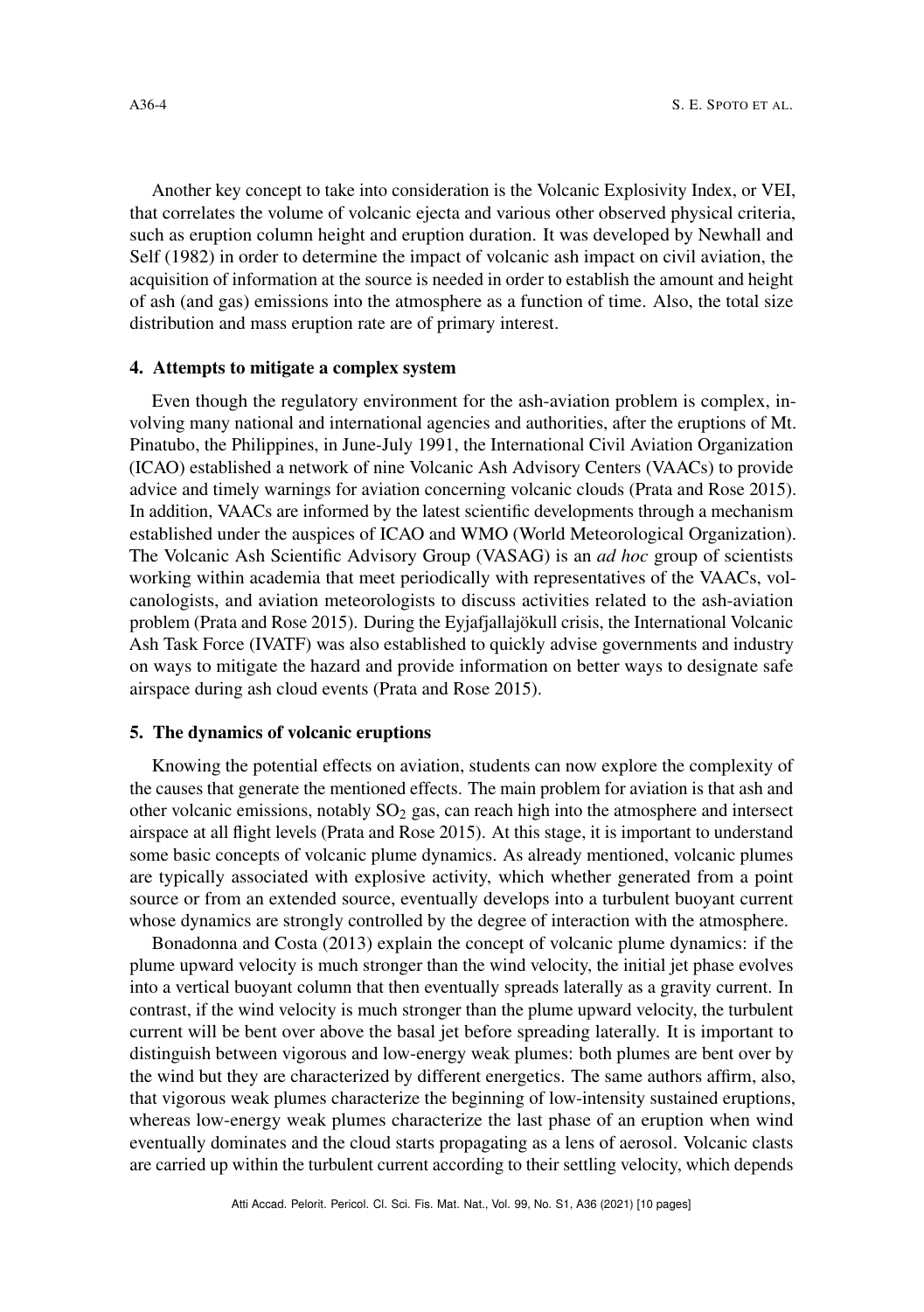Another key concept to take into consideration is the Volcanic Explosivity Index, or VEI, that correlates the volume of volcanic ejecta and various other observed physical criteria, such as eruption column height and eruption duration. It was developed by Newhall and Self (1982) in order to determine the impact of volcanic ash impact on civil aviation, the acquisition of information at the source is needed in order to establish the amount and height of ash (and gas) emissions into the atmosphere as a function of time. Also, the total size distribution and mass eruption rate are of primary interest.

## 4. Attempts to mitigate a complex system

Even though the regulatory environment for the ash-aviation problem is complex, involving many national and international agencies and authorities, after the eruptions of Mt. Pinatubo, the Philippines, in June-July 1991, the International Civil Aviation Organization (ICAO) established a network of nine Volcanic Ash Advisory Centers (VAACs) to provide advice and timely warnings for aviation concerning volcanic clouds (Prata and Rose 2015). In addition, VAACs are informed by the latest scientific developments through a mechanism established under the auspices of ICAO and WMO (World Meteorological Organization). The Volcanic Ash Scientific Advisory Group (VASAG) is an *ad hoc* group of scientists working within academia that meet periodically with representatives of the VAACs, volcanologists, and aviation meteorologists to discuss activities related to the ash-aviation problem (Prata and Rose 2015). During the Eyjafjallajökull crisis, the International Volcanic Ash Task Force (IVATF) was also established to quickly advise governments and industry on ways to mitigate the hazard and provide information on better ways to designate safe airspace during ash cloud events (Prata and Rose 2015).

## 5. The dynamics of volcanic eruptions

Knowing the potential effects on aviation, students can now explore the complexity of the causes that generate the mentioned effects. The main problem for aviation is that ash and other volcanic emissions, notably $SO_2$ gas, can reach high into the atmosphere and intersect airspace at all flight levels (Prata and Rose 2015). At this stage, it is important to understand some basic concepts of volcanic plume dynamics. As already mentioned, volcanic plumes are typically associated with explosive activity, which whether generated from a point source or from an extended source, eventually develops into a turbulent buoyant current whose dynamics are strongly controlled by the degree of interaction with the atmosphere.

Bonadonna and Costa (2013) explain the concept of volcanic plume dynamics: if the plume upward velocity is much stronger than the wind velocity, the initial jet phase evolves into a vertical buoyant column that then eventually spreads laterally as a gravity current. In contrast, if the wind velocity is much stronger than the plume upward velocity, the turbulent current will be bent over above the basal jet before spreading laterally. It is important to distinguish between vigorous and low-energy weak plumes: both plumes are bent over by the wind but they are characterized by different energetics. The same authors affirm, also, that vigorous weak plumes characterize the beginning of low-intensity sustained eruptions, whereas low-energy weak plumes characterize the last phase of an eruption when wind eventually dominates and the cloud starts propagating as a lens of aerosol. Volcanic clasts are carried up within the turbulent current according to their settling velocity, which depends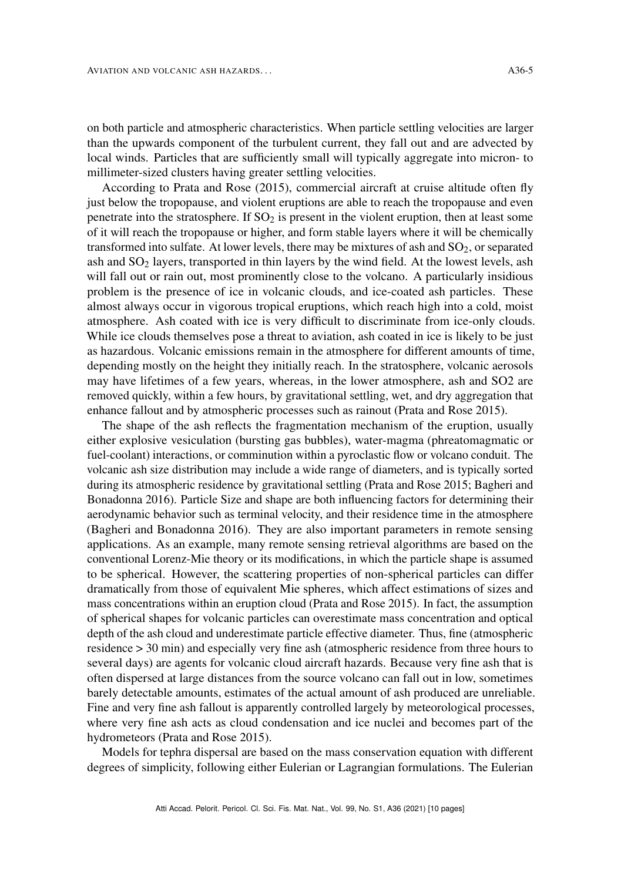on both particle and atmospheric characteristics. When particle settling velocities are larger than the upwards component of the turbulent current, they fall out and are advected by local winds. Particles that are sufficiently small will typically aggregate into micron- to millimeter-sized clusters having greater settling velocities.

According to Prata and Rose (2015), commercial aircraft at cruise altitude often fly just below the tropopause, and violent eruptions are able to reach the tropopause and even penetrate into the stratosphere. If $SO_2$ is present in the violent eruption, then at least some of it will reach the tropopause or higher, and form stable layers where it will be chemically transformed into sulfate. At lower levels, there may be mixtures of ash and $SO_2$, or separated ash and $SO_2$ layers, transported in thin layers by the wind field. At the lowest levels, ash will fall out or rain out, most prominently close to the volcano. A particularly insidious problem is the presence of ice in volcanic clouds, and ice-coated ash particles. These almost always occur in vigorous tropical eruptions, which reach high into a cold, moist atmosphere. Ash coated with ice is very difficult to discriminate from ice-only clouds. While ice clouds themselves pose a threat to aviation, ash coated in ice is likely to be just as hazardous. Volcanic emissions remain in the atmosphere for different amounts of time, depending mostly on the height they initially reach. In the stratosphere, volcanic aerosols may have lifetimes of a few years, whereas, in the lower atmosphere, ash and SO2 are removed quickly, within a few hours, by gravitational settling, wet, and dry aggregation that enhance fallout and by atmospheric processes such as rainout (Prata and Rose 2015).

The shape of the ash reflects the fragmentation mechanism of the eruption, usually either explosive vesiculation (bursting gas bubbles), water-magma (phreatomagmatic or fuel-coolant) interactions, or comminution within a pyroclastic flow or volcano conduit. The volcanic ash size distribution may include a wide range of diameters, and is typically sorted during its atmospheric residence by gravitational settling (Prata and Rose 2015; Bagheri and Bonadonna 2016). Particle Size and shape are both influencing factors for determining their aerodynamic behavior such as terminal velocity, and their residence time in the atmosphere (Bagheri and Bonadonna 2016). They are also important parameters in remote sensing applications. As an example, many remote sensing retrieval algorithms are based on the conventional Lorenz-Mie theory or its modifications, in which the particle shape is assumed to be spherical. However, the scattering properties of non-spherical particles can differ dramatically from those of equivalent Mie spheres, which affect estimations of sizes and mass concentrations within an eruption cloud (Prata and Rose 2015). In fact, the assumption of spherical shapes for volcanic particles can overestimate mass concentration and optical depth of the ash cloud and underestimate particle effective diameter. Thus, fine (atmospheric residence > 30 min) and especially very fine ash (atmospheric residence from three hours to several days) are agents for volcanic cloud aircraft hazards. Because very fine ash that is often dispersed at large distances from the source volcano can fall out in low, sometimes barely detectable amounts, estimates of the actual amount of ash produced are unreliable. Fine and very fine ash fallout is apparently controlled largely by meteorological processes, where very fine ash acts as cloud condensation and ice nuclei and becomes part of the hydrometeors (Prata and Rose 2015).

Models for tephra dispersal are based on the mass conservation equation with different degrees of simplicity, following either Eulerian or Lagrangian formulations. The Eulerian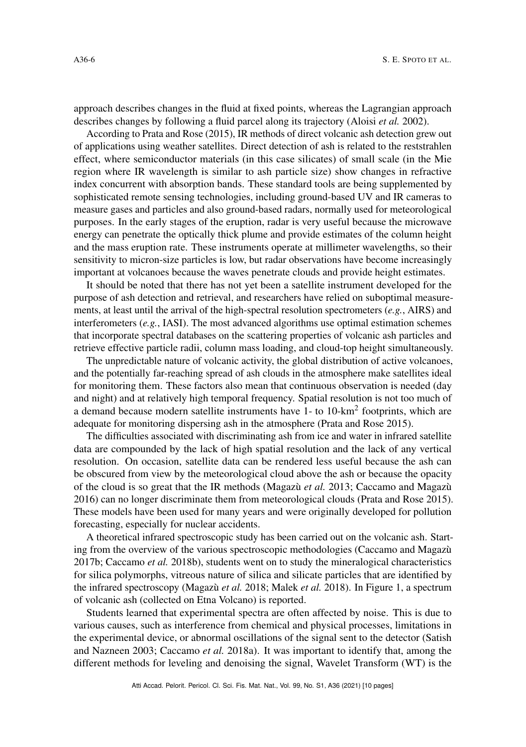approach describes changes in the fluid at fixed points, whereas the Lagrangian approach describes changes by following a fluid parcel along its trajectory (Aloisi *et al.* 2002).

According to Prata and Rose (2015), IR methods of direct volcanic ash detection grew out of applications using weather satellites. Direct detection of ash is related to the reststrahlen effect, where semiconductor materials (in this case silicates) of small scale (in the Mie region where IR wavelength is similar to ash particle size) show changes in refractive index concurrent with absorption bands. These standard tools are being supplemented by sophisticated remote sensing technologies, including ground-based UV and IR cameras to measure gases and particles and also ground-based radars, normally used for meteorological purposes. In the early stages of the eruption, radar is very useful because the microwave energy can penetrate the optically thick plume and provide estimates of the column height and the mass eruption rate. These instruments operate at millimeter wavelengths, so their sensitivity to micron-size particles is low, but radar observations have become increasingly important at volcanoes because the waves penetrate clouds and provide height estimates.

It should be noted that there has not yet been a satellite instrument developed for the purpose of ash detection and retrieval, and researchers have relied on suboptimal measurements, at least until the arrival of the high-spectral resolution spectrometers (*e.g.*, AIRS) and interferometers (*e.g.*, IASI). The most advanced algorithms use optimal estimation schemes that incorporate spectral databases on the scattering properties of volcanic ash particles and retrieve effective particle radii, column mass loading, and cloud-top height simultaneously.

The unpredictable nature of volcanic activity, the global distribution of active volcanoes, and the potentially far-reaching spread of ash clouds in the atmosphere make satellites ideal for monitoring them. These factors also mean that continuous observation is needed (day and night) and at relatively high temporal frequency. Spatial resolution is not too much of a demand because modern satellite instruments have 1- to 10-$\text{km}^2$ footprints, which are adequate for monitoring dispersing ash in the atmosphere (Prata and Rose 2015).

The difficulties associated with discriminating ash from ice and water in infrared satellite data are compounded by the lack of high spatial resolution and the lack of any vertical resolution. On occasion, satellite data can be rendered less useful because the ash can be obscured from view by the meteorological cloud above the ash or because the opacity of the cloud is so great that the IR methods (Magazù *et al.* 2013; Caccamo and Magazù 2016) can no longer discriminate them from meteorological clouds (Prata and Rose 2015). These models have been used for many years and were originally developed for pollution forecasting, especially for nuclear accidents.

A theoretical infrared spectroscopic study has been carried out on the volcanic ash. Starting from the overview of the various spectroscopic methodologies (Caccamo and Magazù 2017b; Caccamo *et al.* 2018b), students went on to study the mineralogical characteristics for silica polymorphs, vitreous nature of silica and silicate particles that are identified by the infrared spectroscopy (Magazù *et al.* 2018; Malek *et al.* 2018). In Figure 1, a spectrum of volcanic ash (collected on Etna Volcano) is reported.

Students learned that experimental spectra are often affected by noise. This is due to various causes, such as interference from chemical and physical processes, limitations in the experimental device, or abnormal oscillations of the signal sent to the detector (Satish and Nazneen 2003; Caccamo *et al.* 2018a). It was important to identify that, among the different methods for leveling and denoising the signal, Wavelet Transform (WT) is the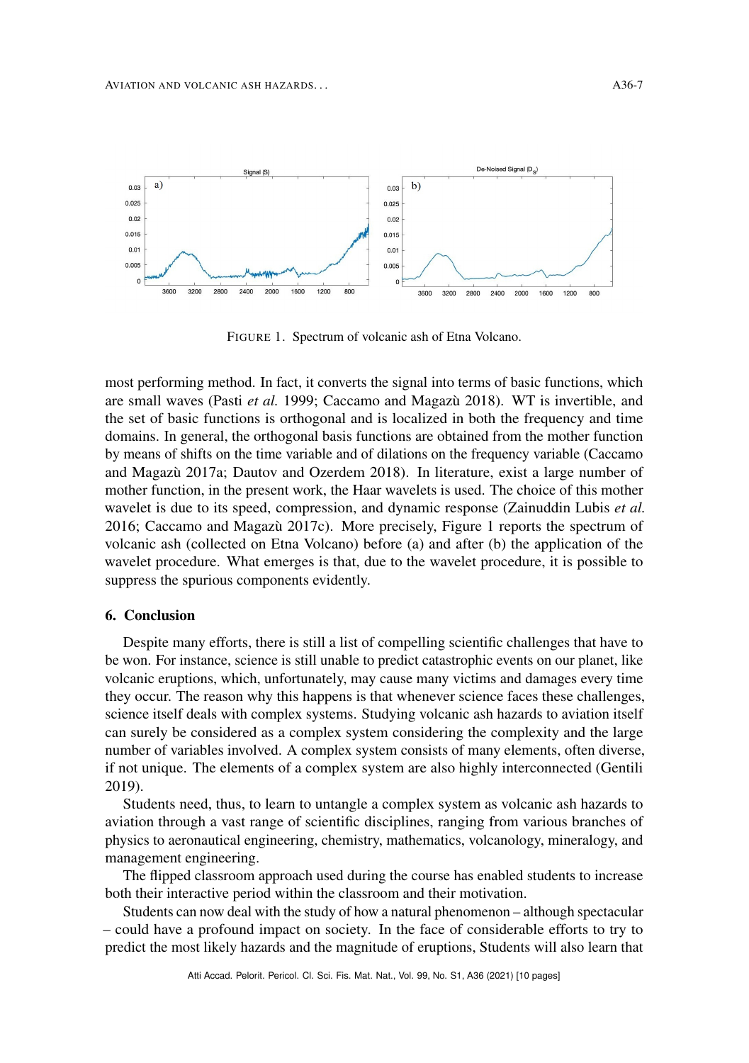FIGURE 1. Spectrum of volcanic ash of Etna Volcano.

most performing method. In fact, it converts the signal into terms of basic functions, which are small waves (Pasti *et al.* 1999; Caccamo and Magazù 2018). WT is invertible, and the set of basic functions is orthogonal and is localized in both the frequency and time domains. In general, the orthogonal basis functions are obtained from the mother function by means of shifts on the time variable and of dilations on the frequency variable (Caccamo and Magazù 2017a; Dautov and Ozerdem 2018). In literature, exist a large number of mother function, in the present work, the Haar wavelets is used. The choice of this mother wavelet is due to its speed, compression, and dynamic response (Zainuddin Lubis *et al.* 2016; Caccamo and Magazù 2017c). More precisely, Figure 1 reports the spectrum of volcanic ash (collected on Etna Volcano) before (a) and after (b) the application of the wavelet procedure. What emerges is that, due to the wavelet procedure, it is possible to suppress the spurious components evidently.

## 6. Conclusion

Despite many efforts, there is still a list of compelling scientific challenges that have to be won. For instance, science is still unable to predict catastrophic events on our planet, like volcanic eruptions, which, unfortunately, may cause many victims and damages every time they occur. The reason why this happens is that whenever science faces these challenges, science itself deals with complex systems. Studying volcanic ash hazards to aviation itself can surely be considered as a complex system considering the complexity and the large number of variables involved. A complex system consists of many elements, often diverse, if not unique. The elements of a complex system are also highly interconnected (Gentili 2019).

Students need, thus, to learn to untangle a complex system as volcanic ash hazards to aviation through a vast range of scientific disciplines, ranging from various branches of physics to aeronautical engineering, chemistry, mathematics, volcanology, mineralogy, and management engineering.

The flipped classroom approach used during the course has enabled students to increase both their interactive period within the classroom and their motivation.

Students can now deal with the study of how a natural phenomenon – although spectacular – could have a profound impact on society. In the face of considerable efforts to try to predict the most likely hazards and the magnitude of eruptions, Students will also learn that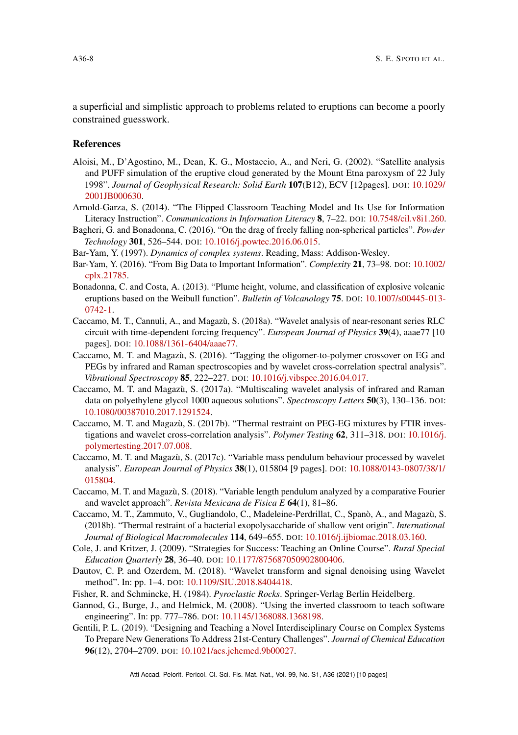a superficial and simplistic approach to problems related to eruptions can become a poorly constrained guesswork.

## References

Aloisi, M., D'Agostino, M., Dean, K. G., Mostaccio, A., and Neri, G. (2002). "Satellite analysis and PUFF simulation of the eruptive cloud generated by the Mount Etna paroxysm of 22 July 1998". *Journal of Geophysical Research: Solid Earth* **107**(B12), ECV [12pages]. DOI: 10.1029/2001JB000630.

Arnold-Garza, S. (2014). "The Flipped Classroom Teaching Model and Its Use for Information Literacy Instruction". *Communications in Information Literacy* **8**, 7–22. DOI: 10.7548/cil.v8i1.260.

Bagheri, G. and Bonadonna, C. (2016). "On the drag of freely falling non-spherical particles". *Powder Technology* **301**, 526–544. DOI: 10.1016/j.powtec.2016.06.015.

Bar-Yam, Y. (1997). *Dynamics of complex systems*. Reading, Mass: Addison-Wesley.

Bar-Yam, Y. (2016). "From Big Data to Important Information". *Complexity* **21**, 73–98. DOI: 10.1002/cplx.21785.

Bonadonna, C. and Costa, A. (2013). "Plume height, volume, and classification of explosive volcanic eruptions based on the Weibull function". *Bulletin of Volcanology* **75**. DOI: 10.1007/s00445-013-0742-1.

Caccamo, M. T., Cannuli, A., and Magazù, S. (2018a). "Wavelet analysis of near-resonant series RLC circuit with time-dependent forcing frequency". *European Journal of Physics* **39**(4), aaae77 [10 pages]. DOI: 10.1088/1361-6404/aaae77.

Caccamo, M. T. and Magazù, S. (2016). "Tagging the oligomer-to-polymer crossover on EG and PEGs by infrared and Raman spectroscopies and by wavelet cross-correlation spectral analysis". *Vibrational Spectroscopy* **85**, 222–227. DOI: 10.1016/j.vibspec.2016.04.017.

Caccamo, M. T. and Magazù, S. (2017a). "Multiscaling wavelet analysis of infrared and Raman data on polyethylene glycol 1000 aqueous solutions". *Spectroscopy Letters* **50**(3), 130–136. DOI: 10.1080/00387010.2017.1291524.

Caccamo, M. T. and Magazù, S. (2017b). "Thermal restraint on PEG-EG mixtures by FTIR investigations and wavelet cross-correlation analysis". *Polymer Testing* **62**, 311–318. DOI: 10.1016/j.polymertesting.2017.07.008.

Caccamo, M. T. and Magazù, S. (2017c). "Variable mass pendulum behaviour processed by wavelet analysis". *European Journal of Physics* **38**(1), 015804 [9 pages]. DOI: 10.1088/0143-0807/38/1/015804.

Caccamo, M. T. and Magazù, S. (2018). "Variable length pendulum analyzed by a comparative Fourier and wavelet approach". *Revista Mexicana de Fisica E* **64**(1), 81–86.

Caccamo, M. T., Zammuto, V., Gugliandolo, C., Madeleine-Perdrillat, C., Spanò, A., and Magazù, S. (2018b). "Thermal restraint of a bacterial exopolysaccharide of shallow vent origin". *International Journal of Biological Macromolecules* **114**, 649–655. DOI: 10.1016/j.ijbiomac.2018.03.160.

Cole, J. and Kritzer, J. (2009). "Strategies for Success: Teaching an Online Course". *Rural Special Education Quarterly* **28**, 36–40. DOI: 10.1177/875687050902800406.

Dautov, C. P. and Ozerdem, M. (2018). "Wavelet transform and signal denoising using Wavelet method". In: pp. 1–4. DOI: 10.1109/SIU.2018.8404418.

Fisher, R. and Schmincke, H. (1984). *Pyroclastic Rocks*. Springer-Verlag Berlin Heidelberg.

Gannod, G., Burge, J., and Helmick, M. (2008). "Using the inverted classroom to teach software engineering". In: pp. 777–786. DOI: 10.1145/1368088.1368198.

Gentili, P. L. (2019). "Designing and Teaching a Novel Interdisciplinary Course on Complex Systems To Prepare New Generations To Address 21st-Century Challenges". *Journal of Chemical Education* **96**(12), 2704–2709. DOI: 10.1021/acs.jchemed.9b00027.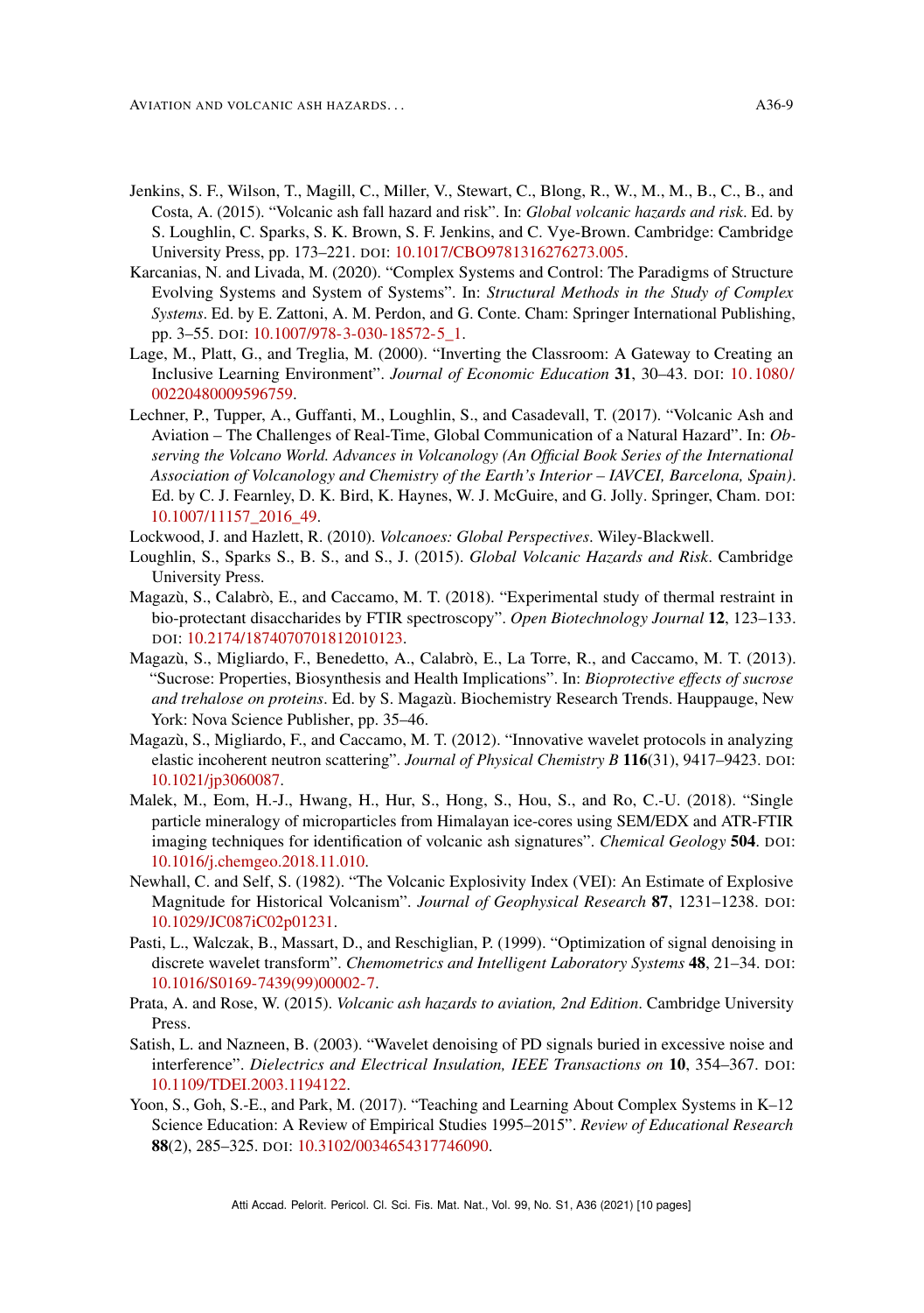Jenkins, S. F., Wilson, T., Magill, C., Miller, V., Stewart, C., Blong, R., W., M., M., B., C., B., and Costa, A. (2015). "Volcanic ash fall hazard and risk". In: *Global volcanic hazards and risk*. Ed. by S. Loughlin, C. Sparks, S. K. Brown, S. F. Jenkins, and C. Vye-Brown. Cambridge: Cambridge University Press, pp. 173–221. DOI: 10.1017/CBO9781316276273.005.

Karcanias, N. and Livada, M. (2020). "Complex Systems and Control: The Paradigms of Structure Evolving Systems and System of Systems". In: *Structural Methods in the Study of Complex Systems*. Ed. by E. Zattoni, A. M. Perdon, and G. Conte. Cham: Springer International Publishing, pp. 3–55. DOI: 10.1007/978-3-030-18572-5_1.

Lage, M., Platt, G., and Treglia, M. (2000). "Inverting the Classroom: A Gateway to Creating an Inclusive Learning Environment". *Journal of Economic Education* **31**, 30–43. DOI: 10.1080/00220480009596759.

Lechner, P., Tupper, A., Guffanti, M., Loughlin, S., and Casadevall, T. (2017). "Volcanic Ash and Aviation – The Challenges of Real-Time, Global Communication of a Natural Hazard". In: *Observing the Volcano World. Advances in Volcanology (An Official Book Series of the International Association of Volcanology and Chemistry of the Earth's Interior – IAVCEI, Barcelona, Spain)*. Ed. by C. J. Fearnley, D. K. Bird, K. Haynes, W. J. McGuire, and G. Jolly. Springer, Cham. DOI: 10.1007/11157_2016_49.

Lockwood, J. and Hazlett, R. (2010). *Volcanoes: Global Perspectives*. Wiley-Blackwell.

Loughlin, S., Sparks S., B. S., and S., J. (2015). *Global Volcanic Hazards and Risk*. Cambridge University Press.

Magazù, S., Calabrò, E., and Caccamo, M. T. (2018). "Experimental study of thermal restraint in bio-protectant disaccharides by FTIR spectroscopy". *Open Biotechnology Journal* **12**, 123–133. DOI: 10.2174/1874070701812010123.

Magazù, S., Migliardo, F., Benedetto, A., Calabrò, E., La Torre, R., and Caccamo, M. T. (2013). "Sucrose: Properties, Biosynthesis and Health Implications". In: *Bioprotective effects of sucrose and trehalose on proteins*. Ed. by S. Magazù. Biochemistry Research Trends. Hauppauge, New York: Nova Science Publisher, pp. 35–46.

Magazù, S., Migliardo, F., and Caccamo, M. T. (2012). "Innovative wavelet protocols in analyzing elastic incoherent neutron scattering". *Journal of Physical Chemistry B* **116**(31), 9417–9423. DOI: 10.1021/jp3060087.

Malek, M., Eom, H.-J., Hwang, H., Hur, S., Hong, S., Hou, S., and Ro, C.-U. (2018). "Single particle mineralogy of microparticles from Himalayan ice-cores using SEM/EDX and ATR-FTIR imaging techniques for identification of volcanic ash signatures". *Chemical Geology* **504**. DOI: 10.1016/j.chemgeo.2018.11.010.

Newhall, C. and Self, S. (1982). "The Volcanic Explosivity Index (VEI): An Estimate of Explosive Magnitude for Historical Volcanism". *Journal of Geophysical Research* **87**, 1231–1238. DOI: 10.1029/JC087iC02p01231.

Pasti, L., Walczak, B., Massart, D., and Reschiglian, P. (1999). "Optimization of signal denoising in discrete wavelet transform". *Chemometrics and Intelligent Laboratory Systems* **48**, 21–34. DOI: 10.1016/S0169-7439(99)00002-7.

Prata, A. and Rose, W. (2015). *Volcanic ash hazards to aviation, 2nd Edition*. Cambridge University Press.

Satish, L. and Nazneen, B. (2003). "Wavelet denoising of PD signals buried in excessive noise and interference". *Dielectrics and Electrical Insulation, IEEE Transactions on* **10**, 354–367. DOI: 10.1109/TDEI.2003.1194122.

Yoon, S., Goh, S.-E., and Park, M. (2017). "Teaching and Learning About Complex Systems in K–12 Science Education: A Review of Empirical Studies 1995–2015". *Review of Educational Research* **88**(2), 285–325. DOI: 10.3102/0034654317746090.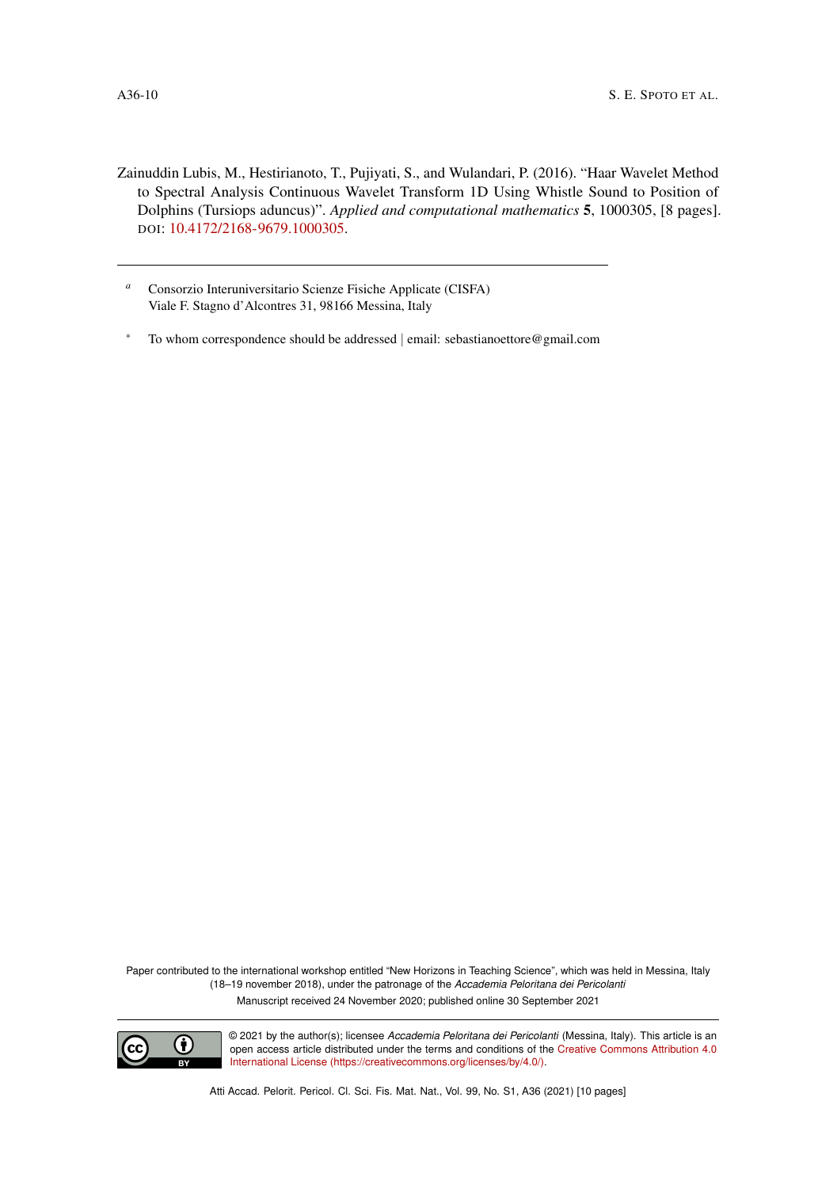Zainuddin Lubis, M., Hestirianoto, T., Pujiyati, S., and Wulandari, P. (2016). "Haar Wavelet Method to Spectral Analysis Continuous Wavelet Transform 1D Using Whistle Sound to Position of Dolphins (Tursiops aduncus)". *Applied and computational mathematics* **5**, 1000305, [8 pages]. DOI: 10.4172/2168-9679.1000305.

---

[a] Consorzio Interuniversitario Scienze Fisiche Applicate (CISFA)
Viale F. Stagno d'Alcontres 31, 98166 Messina, Italy

[*] To whom correspondence should be addressed | email: sebastianoettore@gmail.com

Paper contributed to the international workshop entitled "New Horizons in Teaching Science", which was held in Messina, Italy (18–19 november 2018), under the patronage of the *Accademia Peloritana dei Pericolanti*

Manuscript received 24 November 2020; published online 30 September 2021

© 2021 by the author(s); licensee *Accademia Peloritana dei Pericolanti* (Messina, Italy). This article is an open access article distributed under the terms and conditions of the Creative Commons Attribution 4.0 International License (https://creativecommons.org/licenses/by/4.0/).